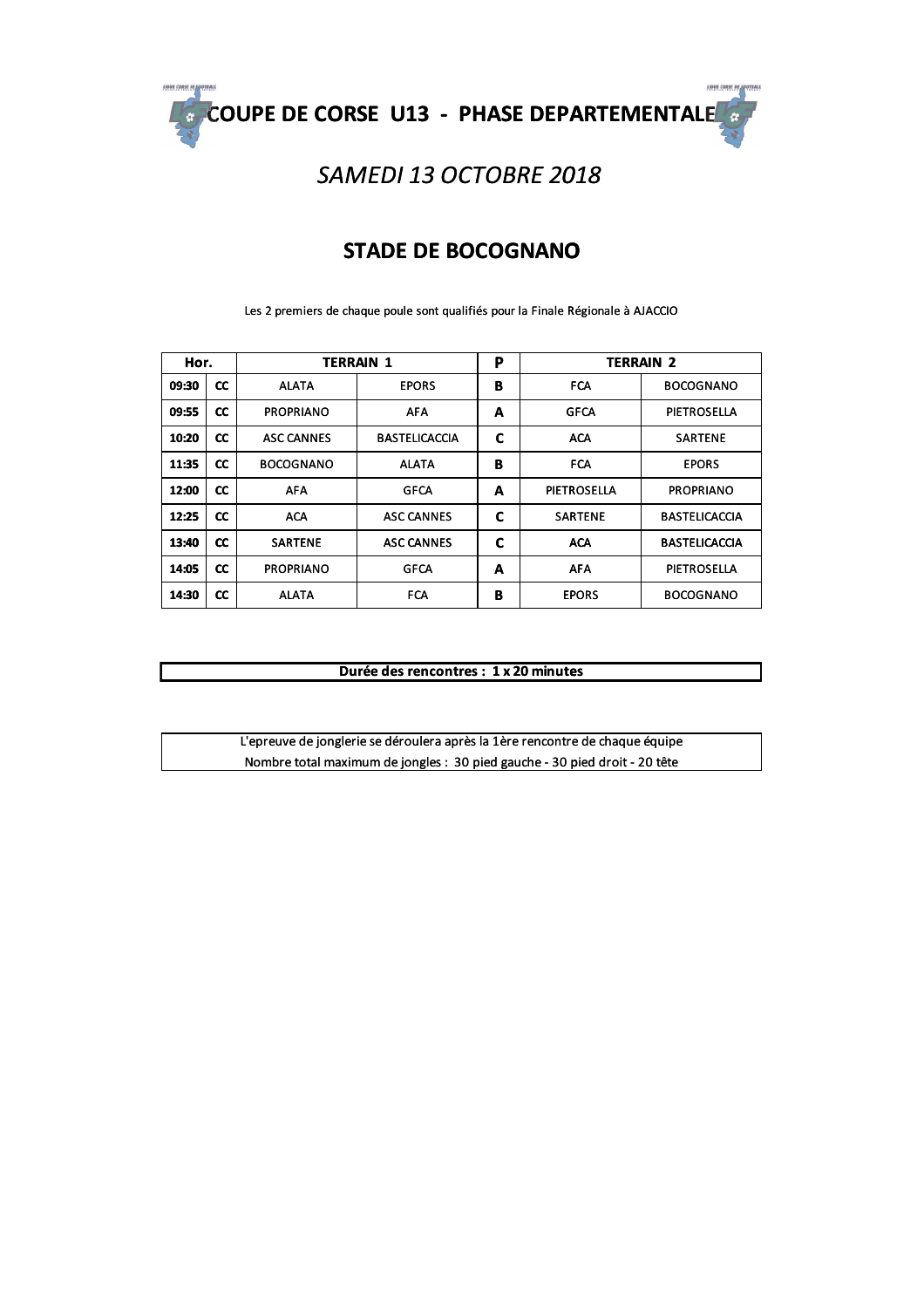# COUPE DE CORSE U13 - PHASE DEPARTEMENTALE

## *SAMEDI 13 OCTOBRE 2018*

## STADE DE BOCOGNANO

Les 2 premiers de chaque poule sont qualifiés pour la Finale Régionale à AJACCIO

| Hor. | | TERRAIN 1 | | P | TERRAIN 2 | |
|---|---|---|---|---|---|---|
| 09:30 | CC | ALATA | EPORS | B | FCA | BOCOGNANO |
| 09:55 | CC | PROPRIANO | AFA | A | GFCA | PIETROSELLA |
| 10:20 | CC | ASC CANNES | BASTELICACCIA | C | ACA | SARTENE |
| 11:35 | CC | BOCOGNANO | ALATA | B | FCA | EPORS |
| 12:00 | CC | AFA | GFCA | A | PIETROSELLA | PROPRIANO |
| 12:25 | CC | ACA | ASC CANNES | C | SARTENE | BASTELICACCIA |
| 13:40 | CC | SARTENE | ASC CANNES | C | ACA | BASTELICACCIA |
| 14:05 | CC | PROPRIANO | GFCA | A | AFA | PIETROSELLA |
| 14:30 | CC | ALATA | FCA | B | EPORS | BOCOGNANO |

**Durée des rencontres : 1 x 20 minutes**

L'epreuve de jonglerie se déroulera après la 1ère rencontre de chaque équipe
Nombre total maximum de jongles : 30 pied gauche - 30 pied droit - 20 tête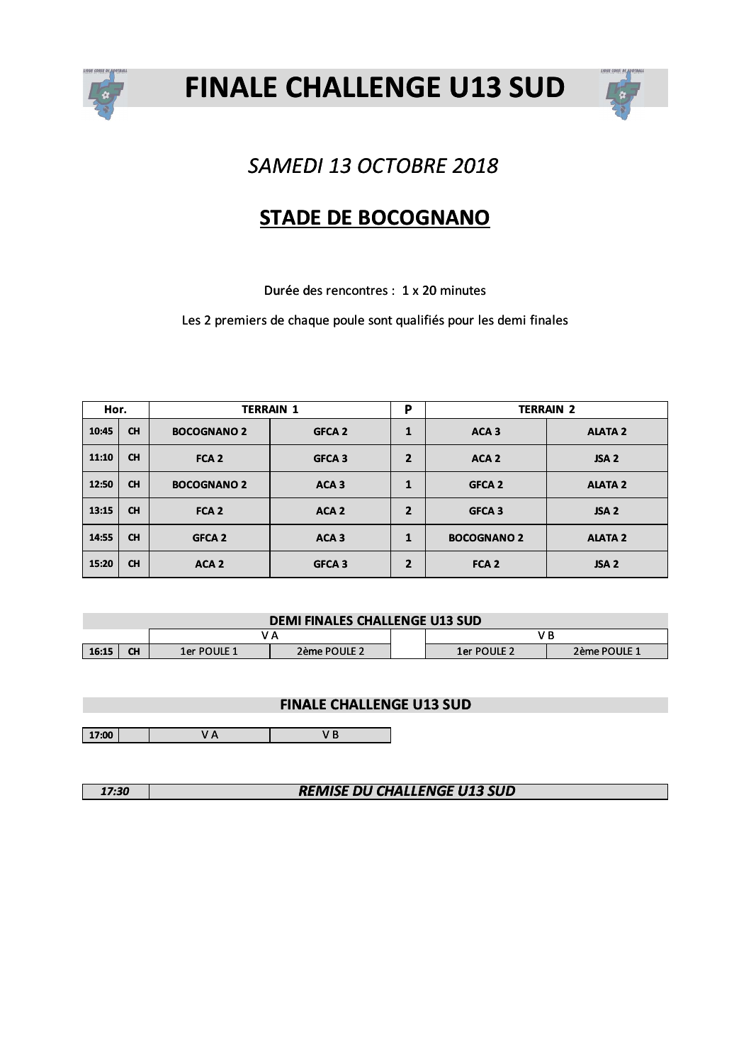# FINALE CHALLENGE U13 SUD

*SAMEDI 13 OCTOBRE 2018*

**STADE DE BOCOGNANO**

Durée des rencontres : 1 x 20 minutes

Les 2 premiers de chaque poule sont qualifiés pour les demi finales

| Hor. | | TERRAIN 1 | | P | TERRAIN 2 | |
|---|---|---|---|---|---|---|
| 10:45 | CH | BOCOGNANO 2 | GFCA 2 | 1 | ACA 3 | ALATA 2 |
| 11:10 | CH | FCA 2 | GFCA 3 | 2 | ACA 2 | JSA 2 |
| 12:50 | CH | BOCOGNANO 2 | ACA 3 | 1 | GFCA 2 | ALATA 2 |
| 13:15 | CH | FCA 2 | ACA 2 | 2 | GFCA 3 | JSA 2 |
| 14:55 | CH | GFCA 2 | ACA 3 | 1 | BOCOGNANO 2 | ALATA 2 |
| 15:20 | CH | ACA 2 | GFCA 3 | 2 | FCA 2 | JSA 2 |

**DEMI FINALES CHALLENGE U13 SUD**

| | | V A | | | V B | |
|---|---|---|---|---|---|---|
| 16:15 | CH | 1er POULE 1 | 2ème POULE 2 | | 1er POULE 2 | 2ème POULE 1 |

**FINALE CHALLENGE U13 SUD**

| | | | |
|---|---|---|---|
| 17:00 | | V A | V B |

| | |
|---|---|
| *17:30* | ***REMISE DU CHALLENGE U13 SUD*** |